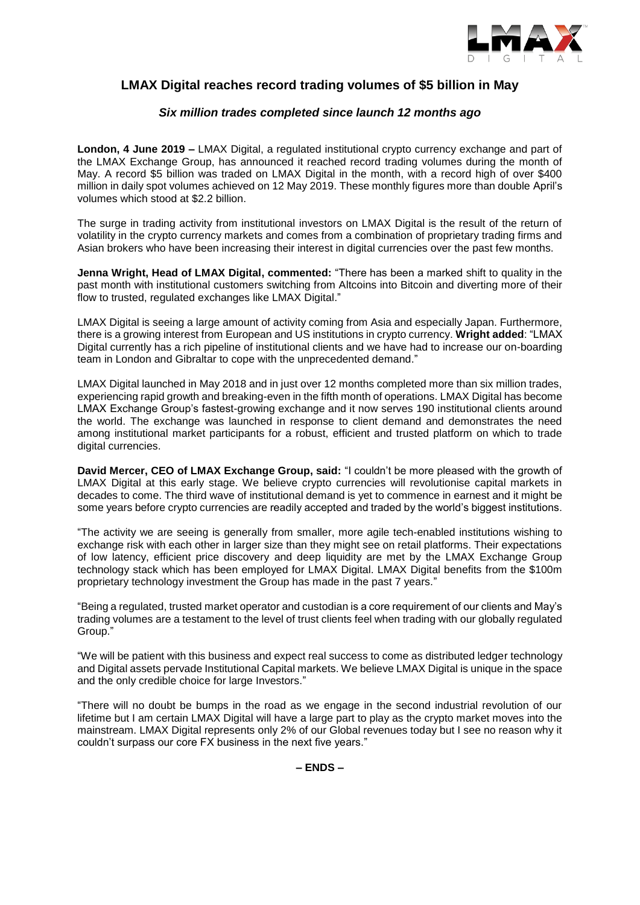# LMAX Digital reaches record trading volumes of $5 billion in May

## *Six million trades completed since launch 12 months ago*

**London, 4 June 2019 –** LMAX Digital, a regulated institutional crypto currency exchange and part of the LMAX Exchange Group, has announced it reached record trading volumes during the month of May. A record $5 billion was traded on LMAX Digital in the month, with a record high of over $400 million in daily spot volumes achieved on 12 May 2019. These monthly figures more than double April's volumes which stood at $2.2 billion.

The surge in trading activity from institutional investors on LMAX Digital is the result of the return of volatility in the crypto currency markets and comes from a combination of proprietary trading firms and Asian brokers who have been increasing their interest in digital currencies over the past few months.

**Jenna Wright, Head of LMAX Digital, commented:** "There has been a marked shift to quality in the past month with institutional customers switching from Altcoins into Bitcoin and diverting more of their flow to trusted, regulated exchanges like LMAX Digital."

LMAX Digital is seeing a large amount of activity coming from Asia and especially Japan. Furthermore, there is a growing interest from European and US institutions in crypto currency. **Wright added**: "LMAX Digital currently has a rich pipeline of institutional clients and we have had to increase our on-boarding team in London and Gibraltar to cope with the unprecedented demand."

LMAX Digital launched in May 2018 and in just over 12 months completed more than six million trades, experiencing rapid growth and breaking-even in the fifth month of operations. LMAX Digital has become LMAX Exchange Group's fastest-growing exchange and it now serves 190 institutional clients around the world. The exchange was launched in response to client demand and demonstrates the need among institutional market participants for a robust, efficient and trusted platform on which to trade digital currencies.

**David Mercer, CEO of LMAX Exchange Group, said:** "I couldn't be more pleased with the growth of LMAX Digital at this early stage. We believe crypto currencies will revolutionise capital markets in decades to come. The third wave of institutional demand is yet to commence in earnest and it might be some years before crypto currencies are readily accepted and traded by the world's biggest institutions.

"The activity we are seeing is generally from smaller, more agile tech-enabled institutions wishing to exchange risk with each other in larger size than they might see on retail platforms. Their expectations of low latency, efficient price discovery and deep liquidity are met by the LMAX Exchange Group technology stack which has been employed for LMAX Digital. LMAX Digital benefits from the $100m proprietary technology investment the Group has made in the past 7 years."

"Being a regulated, trusted market operator and custodian is a core requirement of our clients and May's trading volumes are a testament to the level of trust clients feel when trading with our globally regulated Group."

"We will be patient with this business and expect real success to come as distributed ledger technology and Digital assets pervade Institutional Capital markets. We believe LMAX Digital is unique in the space and the only credible choice for large Investors."

"There will no doubt be bumps in the road as we engage in the second industrial revolution of our lifetime but I am certain LMAX Digital will have a large part to play as the crypto market moves into the mainstream. LMAX Digital represents only 2% of our Global revenues today but I see no reason why it couldn't surpass our core FX business in the next five years."

**– ENDS –**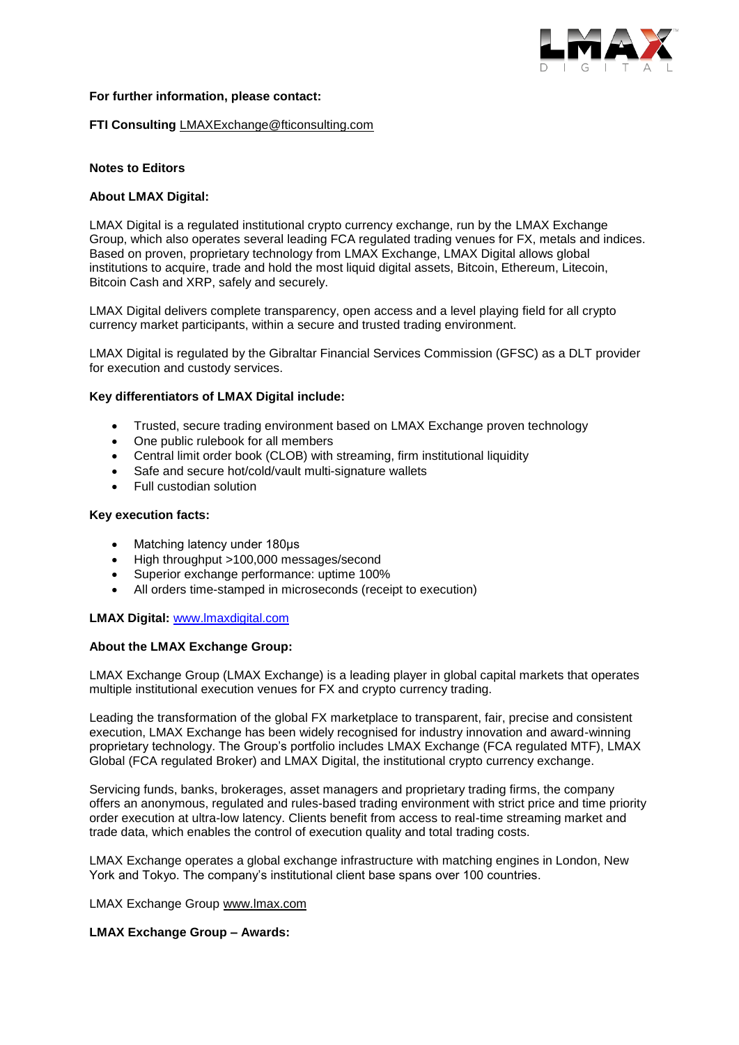**For further information, please contact:**

**FTI Consulting** LMAXExchange@fticonsulting.com

**Notes to Editors**

**About LMAX Digital:**

LMAX Digital is a regulated institutional crypto currency exchange, run by the LMAX Exchange Group, which also operates several leading FCA regulated trading venues for FX, metals and indices. Based on proven, proprietary technology from LMAX Exchange, LMAX Digital allows global institutions to acquire, trade and hold the most liquid digital assets, Bitcoin, Ethereum, Litecoin, Bitcoin Cash and XRP, safely and securely.

LMAX Digital delivers complete transparency, open access and a level playing field for all crypto currency market participants, within a secure and trusted trading environment.

LMAX Digital is regulated by the Gibraltar Financial Services Commission (GFSC) as a DLT provider for execution and custody services.

**Key differentiators of LMAX Digital include:**

- Trusted, secure trading environment based on LMAX Exchange proven technology
- One public rulebook for all members
- Central limit order book (CLOB) with streaming, firm institutional liquidity
- Safe and secure hot/cold/vault multi-signature wallets
- Full custodian solution

**Key execution facts:**

- Matching latency under 180µs
- High throughput >100,000 messages/second
- Superior exchange performance: uptime 100%
- All orders time-stamped in microseconds (receipt to execution)

**LMAX Digital:** www.lmaxdigital.com

**About the LMAX Exchange Group:**

LMAX Exchange Group (LMAX Exchange) is a leading player in global capital markets that operates multiple institutional execution venues for FX and crypto currency trading.

Leading the transformation of the global FX marketplace to transparent, fair, precise and consistent execution, LMAX Exchange has been widely recognised for industry innovation and award-winning proprietary technology. The Group's portfolio includes LMAX Exchange (FCA regulated MTF), LMAX Global (FCA regulated Broker) and LMAX Digital, the institutional crypto currency exchange.

Servicing funds, banks, brokerages, asset managers and proprietary trading firms, the company offers an anonymous, regulated and rules-based trading environment with strict price and time priority order execution at ultra-low latency. Clients benefit from access to real-time streaming market and trade data, which enables the control of execution quality and total trading costs.

LMAX Exchange operates a global exchange infrastructure with matching engines in London, New York and Tokyo. The company's institutional client base spans over 100 countries.

LMAX Exchange Group www.lmax.com

**LMAX Exchange Group – Awards:**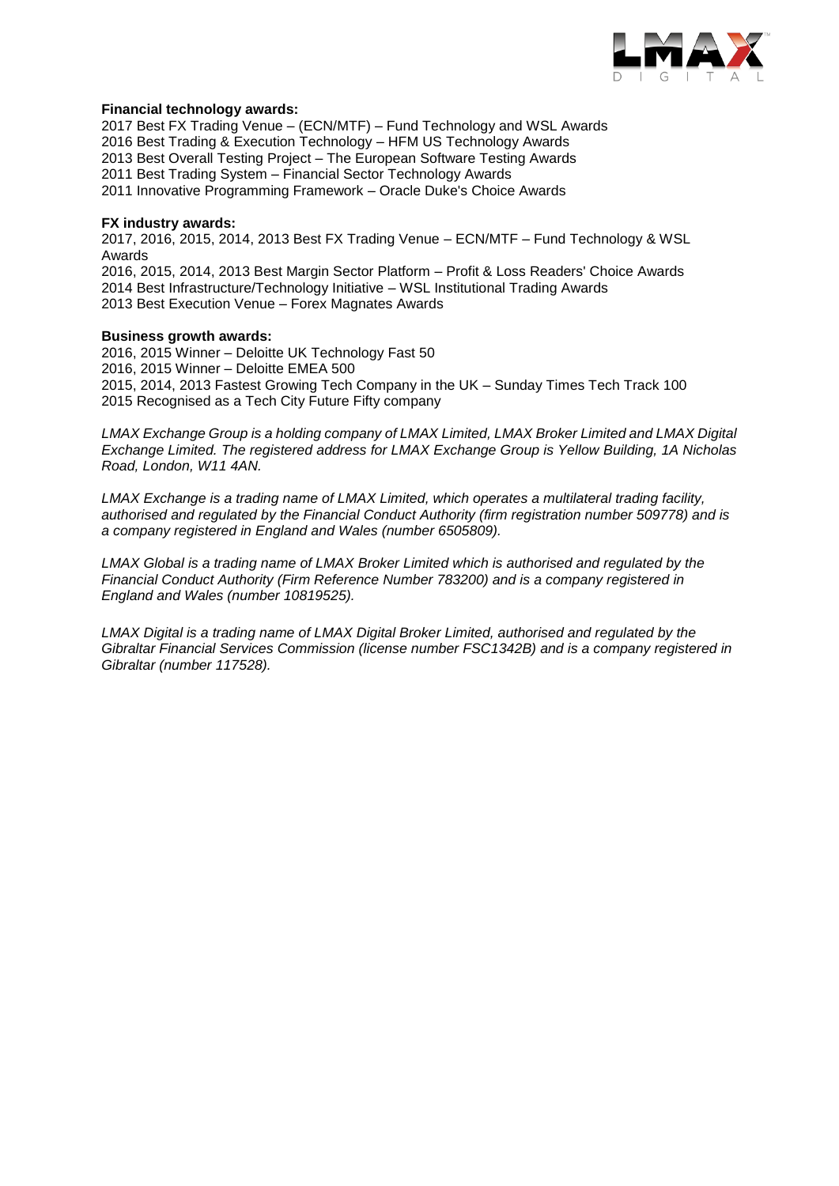**Financial technology awards:**

2017 Best FX Trading Venue – (ECN/MTF) – Fund Technology and WSL Awards
2016 Best Trading & Execution Technology – HFM US Technology Awards
2013 Best Overall Testing Project – The European Software Testing Awards
2011 Best Trading System – Financial Sector Technology Awards
2011 Innovative Programming Framework – Oracle Duke's Choice Awards

**FX industry awards:**

2017, 2016, 2015, 2014, 2013 Best FX Trading Venue – ECN/MTF – Fund Technology & WSL Awards
2016, 2015, 2014, 2013 Best Margin Sector Platform – Profit & Loss Readers' Choice Awards
2014 Best Infrastructure/Technology Initiative – WSL Institutional Trading Awards
2013 Best Execution Venue – Forex Magnates Awards

**Business growth awards:**

2016, 2015 Winner – Deloitte UK Technology Fast 50
2016, 2015 Winner – Deloitte EMEA 500
2015, 2014, 2013 Fastest Growing Tech Company in the UK – Sunday Times Tech Track 100
2015 Recognised as a Tech City Future Fifty company

*LMAX Exchange Group is a holding company of LMAX Limited, LMAX Broker Limited and LMAX Digital Exchange Limited. The registered address for LMAX Exchange Group is Yellow Building, 1A Nicholas Road, London, W11 4AN.*

*LMAX Exchange is a trading name of LMAX Limited, which operates a multilateral trading facility, authorised and regulated by the Financial Conduct Authority (firm registration number 509778) and is a company registered in England and Wales (number 6505809).*

*LMAX Global is a trading name of LMAX Broker Limited which is authorised and regulated by the Financial Conduct Authority (Firm Reference Number 783200) and is a company registered in England and Wales (number 10819525).*

*LMAX Digital is a trading name of LMAX Digital Broker Limited, authorised and regulated by the Gibraltar Financial Services Commission (license number FSC1342B) and is a company registered in Gibraltar (number 117528).*